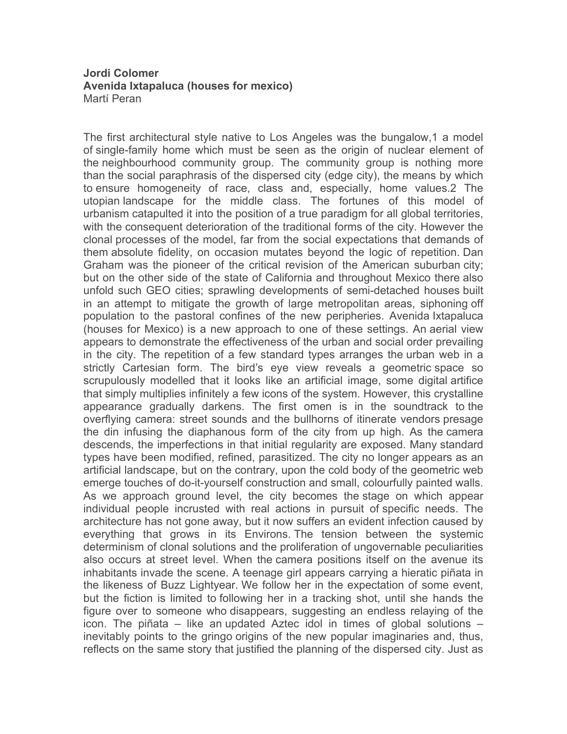**Jordi Colomer**
**Avenida Ixtapaluca (houses for mexico)**
Martí Peran

The first architectural style native to Los Angeles was the bungalow,[1] a model of single-family home which must be seen as the origin of nuclear element of the neighbourhood community group. The community group is nothing more than the social paraphrasis of the dispersed city (edge city), the means by which to ensure homogeneity of race, class and, especially, home values.[2] The utopian landscape for the middle class. The fortunes of this model of urbanism catapulted it into the position of a true paradigm for all global territories, with the consequent deterioration of the traditional forms of the city. However the clonal processes of the model, far from the social expectations that demands of them absolute fidelity, on occasion mutates beyond the logic of repetition. Dan Graham was the pioneer of the critical revision of the American suburban city; but on the other side of the state of California and throughout Mexico there also unfold such GEO cities; sprawling developments of semi-detached houses built in an attempt to mitigate the growth of large metropolitan areas, siphoning off population to the pastoral confines of the new peripheries. Avenida Ixtapaluca (houses for Mexico) is a new approach to one of these settings. An aerial view appears to demonstrate the effectiveness of the urban and social order prevailing in the city. The repetition of a few standard types arranges the urban web in a strictly Cartesian form. The bird's eye view reveals a geometric space so scrupulously modelled that it looks like an artificial image, some digital artifice that simply multiplies infinitely a few icons of the system. However, this crystalline appearance gradually darkens. The first omen is in the soundtrack to the overflying camera: street sounds and the bullhorns of itinerate vendors presage the din infusing the diaphanous form of the city from up high. As the camera descends, the imperfections in that initial regularity are exposed. Many standard types have been modified, refined, parasitized. The city no longer appears as an artificial landscape, but on the contrary, upon the cold body of the geometric web emerge touches of do-it-yourself construction and small, colourfully painted walls. As we approach ground level, the city becomes the stage on which appear individual people incrusted with real actions in pursuit of specific needs. The architecture has not gone away, but it now suffers an evident infection caused by everything that grows in its Environs. The tension between the systemic determinism of clonal solutions and the proliferation of ungovernable peculiarities also occurs at street level. When the camera positions itself on the avenue its inhabitants invade the scene. A teenage girl appears carrying a hieratic piñata in the likeness of Buzz Lightyear. We follow her in the expectation of some event, but the fiction is limited to following her in a tracking shot, until she hands the figure over to someone who disappears, suggesting an endless relaying of the icon. The piñata – like an updated Aztec idol in times of global solutions – inevitably points to the gringo origins of the new popular imaginaries and, thus, reflects on the same story that justified the planning of the dispersed city. Just as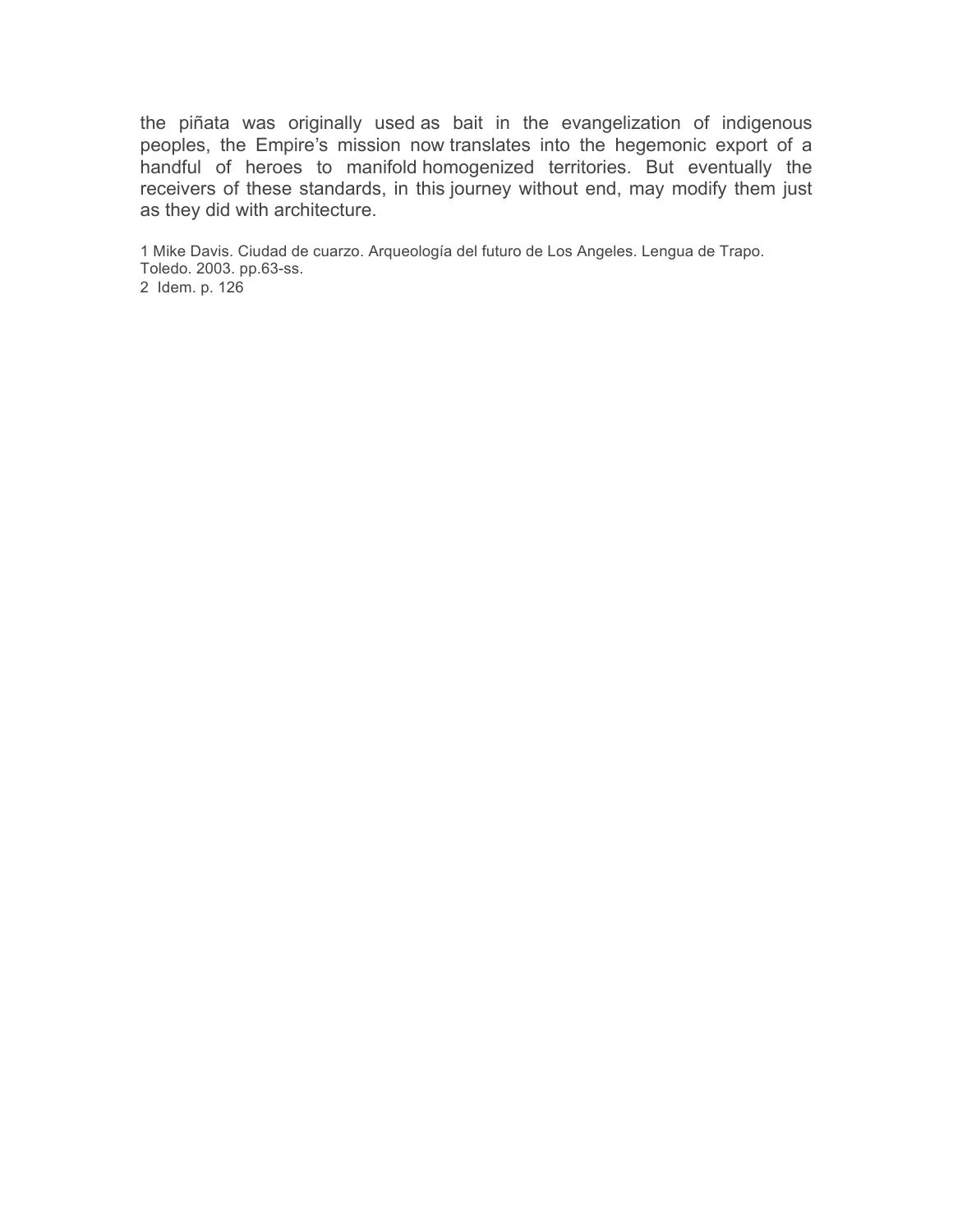the piñata was originally used as bait in the evangelization of indigenous peoples, the Empire's mission now translates into the hegemonic export of a handful of heroes to manifold homogenized territories. But eventually the receivers of these standards, in this journey without end, may modify them just as they did with architecture.

1 Mike Davis. Ciudad de cuarzo. Arqueología del futuro de Los Angeles. Lengua de Trapo. Toledo. 2003. pp.63-ss.
2 Idem. p. 126